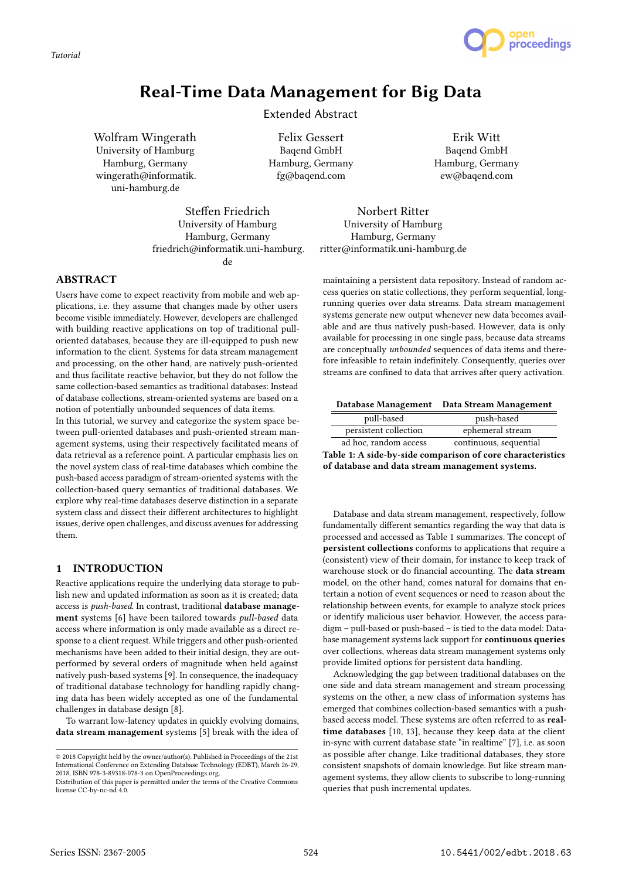Tutorial

# Real-Time Data Management for Big Data

Extended Abstract

Wolfram Wingerath
University of Hamburg
Hamburg, Germany
wingerath@informatik.uni-hamburg.de

Felix Gessert
Baqend GmbH
Hamburg, Germany
fg@baqend.com

Erik Witt
Baqend GmbH
Hamburg, Germany
ew@baqend.com

Steffen Friedrich
University of Hamburg
Hamburg, Germany
friedrich@informatik.uni-hamburg.de

Norbert Ritter
University of Hamburg
Hamburg, Germany
ritter@informatik.uni-hamburg.de

## ABSTRACT

Users have come to expect reactivity from mobile and web applications, i.e. they assume that changes made by other users become visible immediately. However, developers are challenged with building reactive applications on top of traditional pull-oriented databases, because they are ill-equipped to push new information to the client. Systems for data stream management and processing, on the other hand, are natively push-oriented and thus facilitate reactive behavior, but they do not follow the same collection-based semantics as traditional databases: Instead of database collections, stream-oriented systems are based on a notion of potentially unbounded sequences of data items.

In this tutorial, we survey and categorize the system space between pull-oriented databases and push-oriented stream management systems, using their respectively facilitated means of data retrieval as a reference point. A particular emphasis lies on the novel system class of real-time databases which combine the push-based access paradigm of stream-oriented systems with the collection-based query semantics of traditional databases. We explore why real-time databases deserve distinction in a separate system class and dissect their different architectures to highlight issues, derive open challenges, and discuss avenues for addressing them.

## 1 INTRODUCTION

Reactive applications require the underlying data storage to publish new and updated information as soon as it is created; data access is *push-based*. In contrast, traditional **database management** systems [6] have been tailored towards *pull-based* data access where information is only made available as a direct response to a client request. While triggers and other push-oriented mechanisms have been added to their initial design, they are outperformed by several orders of magnitude when held against natively push-based systems [9]. In consequence, the inadequacy of traditional database technology for handling rapidly changing data has been widely accepted as one of the fundamental challenges in database design [8].

To warrant low-latency updates in quickly evolving domains, **data stream management** systems [5] break with the idea of maintaining a persistent data repository. Instead of random access queries on static collections, they perform sequential, long-running queries over data streams. Data stream management systems generate new output whenever new data becomes available and are thus natively push-based. However, data is only available for processing in one single pass, because data streams are conceptually *unbounded* sequences of data items and therefore infeasible to retain indefinitely. Consequently, queries over streams are confined to data that arrives after query activation.

| Database Management | Data Stream Management |
|---|---|
| pull-based | push-based |
| persistent collection | ephemeral stream |
| ad hoc, random access | continuous, sequential |

**Table 1: A side-by-side comparison of core characteristics of database and data stream management systems.**

Database and data stream management, respectively, follow fundamentally different semantics regarding the way that data is processed and accessed as Table 1 summarizes. The concept of **persistent collections** conforms to applications that require a (consistent) view of their domain, for instance to keep track of warehouse stock or do financial accounting. The **data stream** model, on the other hand, comes natural for domains that entertain a notion of event sequences or need to reason about the relationship between events, for example to analyze stock prices or identify malicious user behavior. However, the access paradigm – pull-based or push-based – is tied to the data model: Database management systems lack support for **continuous queries** over collections, whereas data stream management systems only provide limited options for persistent data handling.

Acknowledging the gap between traditional databases on the one side and data stream management and stream processing systems on the other, a new class of information systems has emerged that combines collection-based semantics with a push-based access model. These systems are often referred to as **real-time databases** [10, 13], because they keep data at the client in-sync with current database state "in realtime" [7], i.e. as soon as possible after change. Like traditional databases, they store consistent snapshots of domain knowledge. But like stream management systems, they allow clients to subscribe to long-running queries that push incremental updates.

© 2018 Copyright held by the owner/author(s). Published in Proceedings of the 21st International Conference on Extending Database Technology (EDBT), March 26-29, 2018, ISBN 978-3-89318-078-3 on OpenProceedings.org.
Distribution of this paper is permitted under the terms of the Creative Commons license CC-by-nc-nd 4.0.

Series ISSN: 2367-2005 | 10.5441/002/edbt.2018.63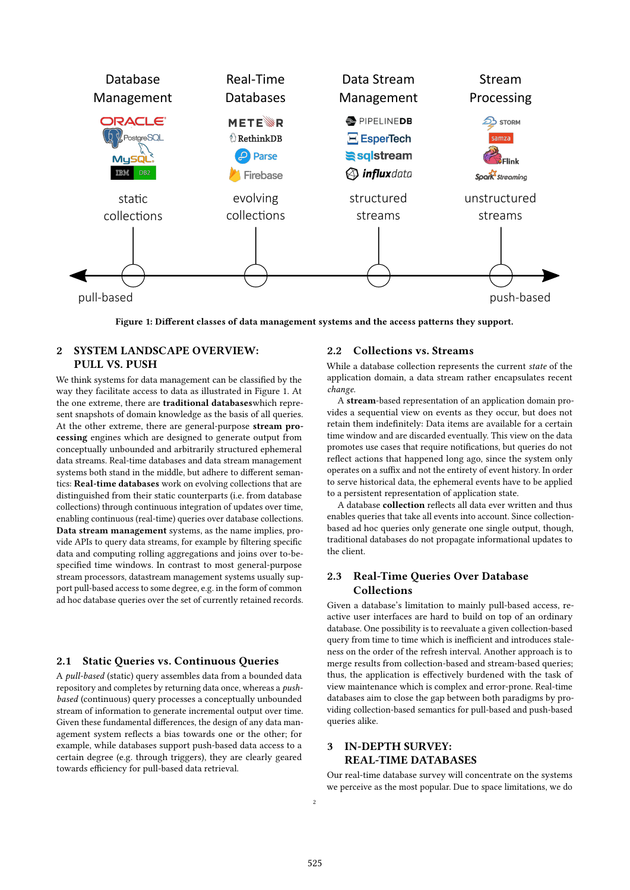Figure 1: Different classes of data management systems and the access patterns they support.

## 2 SYSTEM LANDSCAPE OVERVIEW: PULL VS. PUSH

We think systems for data management can be classified by the way they facilitate access to data as illustrated in Figure 1. At the one extreme, there are **traditional databases**which represent snapshots of domain knowledge as the basis of all queries. At the other extreme, there are general-purpose **stream processing** engines which are designed to generate output from conceptually unbounded and arbitrarily structured ephemeral data streams. Real-time databases and data stream management systems both stand in the middle, but adhere to different semantics: **Real-time databases** work on evolving collections that are distinguished from their static counterparts (i.e. from database collections) through continuous integration of updates over time, enabling continuous (real-time) queries over database collections. **Data stream management** systems, as the name implies, provide APIs to query data streams, for example by filtering specific data and computing rolling aggregations and joins over to-be-specified time windows. In contrast to most general-purpose stream processors, datastream management systems usually support pull-based access to some degree, e.g. in the form of common ad hoc database queries over the set of currently retained records.

### 2.1 Static Queries vs. Continuous Queries

A *pull-based* (static) query assembles data from a bounded data repository and completes by returning data once, whereas a *push-based* (continuous) query processes a conceptually unbounded stream of information to generate incremental output over time. Given these fundamental differences, the design of any data management system reflects a bias towards one or the other; for example, while databases support push-based data access to a certain degree (e.g. through triggers), they are clearly geared towards efficiency for pull-based data retrieval.

### 2.2 Collections vs. Streams

While a database collection represents the current *state* of the application domain, a data stream rather encapsulates recent *change*.

A **stream**-based representation of an application domain provides a sequential view on events as they occur, but does not retain them indefinitely: Data items are available for a certain time window and are discarded eventually. This view on the data promotes use cases that require notifications, but queries do not reflect actions that happened long ago, since the system only operates on a suffix and not the entirety of event history. In order to serve historical data, the ephemeral events have to be applied to a persistent representation of application state.

A database **collection** reflects all data ever written and thus enables queries that take all events into account. Since collection-based ad hoc queries only generate one single output, though, traditional databases do not propagate informational updates to the client.

### 2.3 Real-Time Queries Over Database Collections

Given a database's limitation to mainly pull-based access, reactive user interfaces are hard to build on top of an ordinary database. One possibility is to reevaluate a given collection-based query from time to time which is inefficient and introduces staleness on the order of the refresh interval. Another approach is to merge results from collection-based and stream-based queries; thus, the application is effectively burdened with the task of view maintenance which is complex and error-prone. Real-time databases aim to close the gap between both paradigms by providing collection-based semantics for pull-based and push-based queries alike.

## 3 IN-DEPTH SURVEY: REAL-TIME DATABASES

Our real-time database survey will concentrate on the systems we perceive as the most popular. Due to space limitations, we do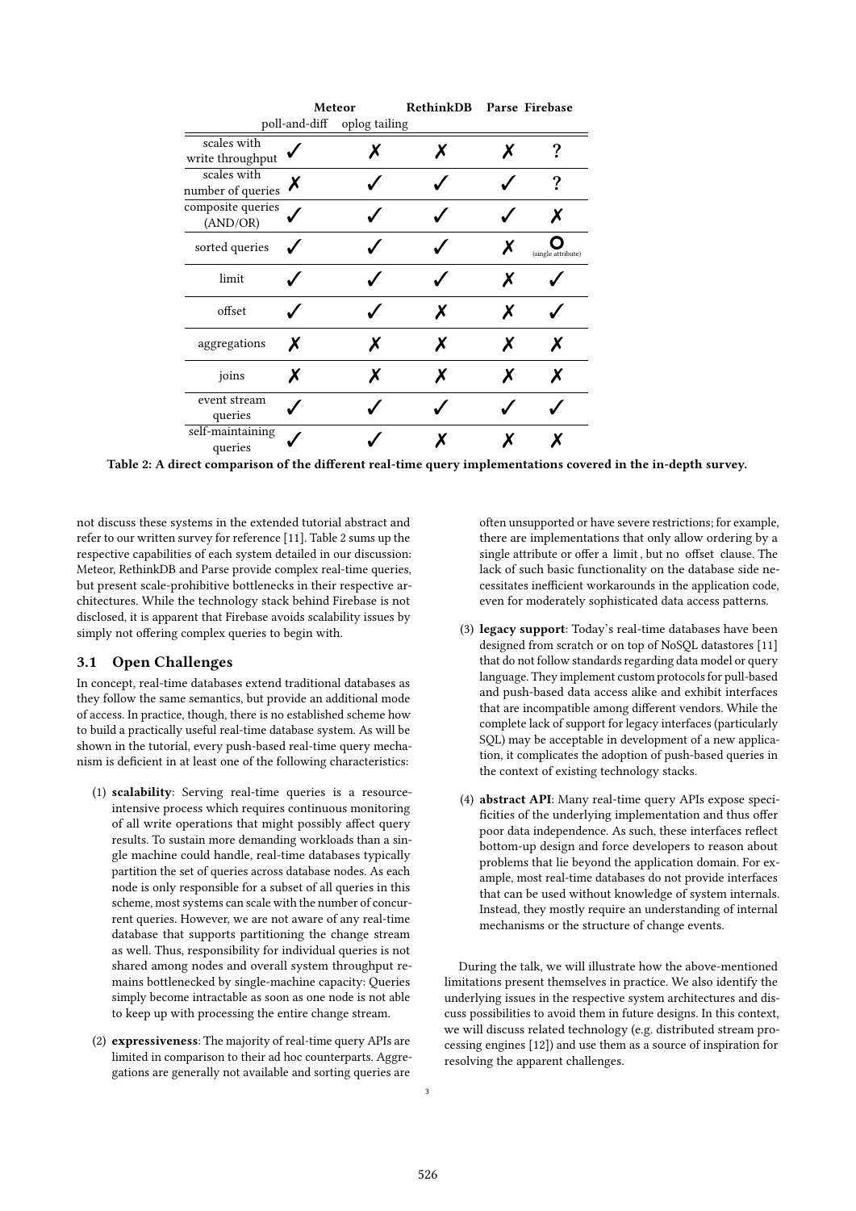| | Meteor | | RethinkDB | Parse | Firebase |
|---|---|---|---|---|---|
| | poll-and-diff | oplog tailing | | | |
| scales with write throughput | ✓ | ✗ | ✗ | ✗ | ? |
| scales with number of queries | ✗ | ✓ | ✓ | ✓ | ? |
| composite queries (AND/OR) | ✓ | ✓ | ✓ | ✓ | ✗ |
| sorted queries | ✓ | ✓ | ✓ | ✗ | O (single attribute) |
| limit | ✓ | ✓ | ✓ | ✗ | ✓ |
| offset | ✓ | ✓ | ✗ | ✗ | ✓ |
| aggregations | ✗ | ✗ | ✗ | ✗ | ✗ |
| joins | ✗ | ✗ | ✗ | ✗ | ✗ |
| event stream queries | ✓ | ✓ | ✓ | ✓ | ✓ |
| self-maintaining queries | ✓ | ✓ | ✗ | ✗ | ✗ |

**Table 2: A direct comparison of the different real-time query implementations covered in the in-depth survey.**

not discuss these systems in the extended tutorial abstract and refer to our written survey for reference [11]. Table 2 sums up the respective capabilities of each system detailed in our discussion: Meteor, RethinkDB and Parse provide complex real-time queries, but present scale-prohibitive bottlenecks in their respective architectures. While the technology stack behind Firebase is not disclosed, it is apparent that Firebase avoids scalability issues by simply not offering complex queries to begin with.

## 3.1 Open Challenges

In concept, real-time databases extend traditional databases as they follow the same semantics, but provide an additional mode of access. In practice, though, there is no established scheme how to build a practically useful real-time database system. As will be shown in the tutorial, every push-based real-time query mechanism is deficient in at least one of the following characteristics:

1. **scalability**: Serving real-time queries is a resource-intensive process which requires continuous monitoring of all write operations that might possibly affect query results. To sustain more demanding workloads than a single machine could handle, real-time databases typically partition the set of queries across database nodes. As each node is only responsible for a subset of all queries in this scheme, most systems can scale with the number of concurrent queries. However, we are not aware of any real-time database that supports partitioning the change stream as well. Thus, responsibility for individual queries is not shared among nodes and overall system throughput remains bottlenecked by single-machine capacity: Queries simply become intractable as soon as one node is not able to keep up with processing the entire change stream.
2. **expressiveness**: The majority of real-time query APIs are limited in comparison to their ad hoc counterparts. Aggregations are generally not available and sorting queries are often unsupported or have severe restrictions; for example, there are implementations that only allow ordering by a single attribute or offer a `limit`, but no `offset` clause. The lack of such basic functionality on the database side necessitates inefficient workarounds in the application code, even for moderately sophisticated data access patterns.
3. **legacy support**: Today's real-time databases have been designed from scratch or on top of NoSQL datastores [11] that do not follow standards regarding data model or query language. They implement custom protocols for pull-based and push-based data access alike and exhibit interfaces that are incompatible among different vendors. While the complete lack of support for legacy interfaces (particularly SQL) may be acceptable in development of a new application, it complicates the adoption of push-based queries in the context of existing technology stacks.
4. **abstract API**: Many real-time query APIs expose specificities of the underlying implementation and thus offer poor data independence. As such, these interfaces reflect bottom-up design and force developers to reason about problems that lie beyond the application domain. For example, most real-time databases do not provide interfaces that can be used without knowledge of system internals. Instead, they mostly require an understanding of internal mechanisms or the structure of change events.

During the talk, we will illustrate how the above-mentioned limitations present themselves in practice. We also identify the underlying issues in the respective system architectures and discuss possibilities to avoid them in future designs. In this context, we will discuss related technology (e.g. distributed stream processing engines [12]) and use them as a source of inspiration for resolving the apparent challenges.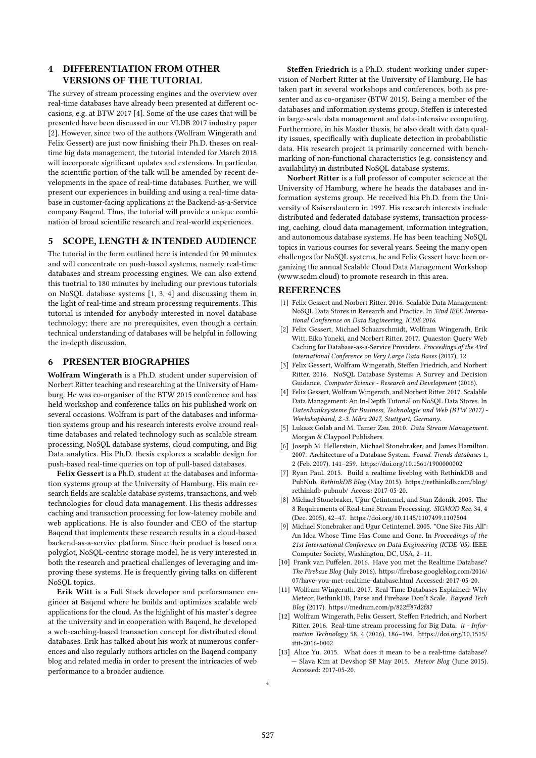## 4 DIFFERENTIATION FROM OTHER VERSIONS OF THE TUTORIAL

The survey of stream processing engines and the overview over real-time databases have already been presented at different occasions, e.g. at BTW 2017 [4]. Some of the use cases that will be presented have been discussed in our VLDB 2017 industry paper [2]. However, since two of the authors (Wolfram Wingerath and Felix Gessert) are just now finishing their Ph.D. theses on real-time big data management, the tutorial intended for March 2018 will incorporate significant updates and extensions. In particular, the scientific portion of the talk will be amended by recent developments in the space of real-time databases. Further, we will present our experiences in building and using a real-time database in customer-facing applications at the Backend-as-a-Service company Baqend. Thus, the tutorial will provide a unique combination of broad scientific research and real-world experiences.

## 5 SCOPE, LENGTH & INTENDED AUDIENCE

The tutorial in the form outlined here is intended for 90 minutes and will concentrate on push-based systems, namely real-time databases and stream processing engines. We can also extend this tuotrial to 180 minutes by including our previous tutorials on NoSQL database systems [1, 3, 4] and discussing them in the light of real-time and stream processing requirements. This tutorial is intended for anybody interested in novel database technology; there are no prerequisites, even though a certain technical understanding of databases will be helpful in following the in-depth discussion.

## 6 PRESENTER BIOGRAPHIES

**Wolfram Wingerath** is a Ph.D. student under supervision of Norbert Ritter teaching and researching at the University of Hamburg. He was co-organiser of the BTW 2015 conference and has held workshop and conference talks on his published work on several occasions. Wolfram is part of the databases and information systems group and his research interests evolve around real-time databases and related technology such as scalable stream processing, NoSQL database systems, cloud computing, and Big Data analytics. His Ph.D. thesis explores a scalable design for push-based real-time queries on top of pull-based databases.

**Felix Gessert** is a Ph.D. student at the databases and information systems group at the University of Hamburg. His main research fields are scalable database systems, transactions, and web technologies for cloud data management. His thesis addresses caching and transaction processing for low-latency mobile and web applications. He is also founder and CEO of the startup Baqend that implements these research results in a cloud-based backend-as-a-service platform. Since their product is based on a polyglot, NoSQL-centric storage model, he is very interested in both the research and practical challenges of leveraging and improving these systems. He is frequently giving talks on different NoSQL topics.

**Erik Witt** is a Full Stack developer and perforamance engineer at Baqend where he builds and optimizes scalable web applications for the cloud. As the highlight of his master's degree at the university and in cooperation with Baqend, he developed a web-caching-based transaction concept for distributed cloud databases. Erik has talked about his work at numerous conferences and also regularly authors articles on the Baqend company blog and related media in order to present the intricacies of web performance to a broader audience.

**Steffen Friedrich** is a Ph.D. student working under supervision of Norbert Ritter at the University of Hamburg. He has taken part in several workshops and conferences, both as presenter and as co-organiser (BTW 2015). Being a member of the databases and information systems group, Steffen is interested in large-scale data management and data-intensive computing. Furthermore, in his Master thesis, he also dealt with data quality issues, specifically with duplicate detection in probabilistic data. His research project is primarily concerned with benchmarking of non-functional characteristics (e.g. consistency and availability) in distributed NoSQL database systems.

**Norbert Ritter** is a full professor of computer science at the University of Hamburg, where he heads the databases and information systems group. He received his Ph.D. from the University of Kaiserslautern in 1997. His research interests include distributed and federated database systems, transaction processing, caching, cloud data management, information integration, and autonomous database systems. He has been teaching NoSQL topics in various courses for several years. Seeing the many open challenges for NoSQL systems, he and Felix Gessert have been organizing the annual Scalable Cloud Data Management Workshop (www.scdm.cloud) to promote research in this area.

## REFERENCES

[1] Felix Gessert and Norbert Ritter. 2016. Scalable Data Management: NoSQL Data Stores in Research and Practice. In *32nd IEEE International Conference on Data Engineering, ICDE 2016*.

[2] Felix Gessert, Michael Schaarschmidt, Wolfram Wingerath, Erik Witt, Eiko Yoneki, and Norbert Ritter. 2017. Quaestor: Query Web Caching for Database-as-a-Service Providers. *Proceedings of the 43rd International Conference on Very Large Data Bases* (2017), 12.

[3] Felix Gessert, Wolfram Wingerath, Steffen Friedrich, and Norbert Ritter. 2016. NoSQL Database Systems: A Survey and Decision Guidance. *Computer Science - Research and Development* (2016).

[4] Felix Gessert, Wolfram Wingerath, and Norbert Ritter. 2017. Scalable Data Management: An In-Depth Tutorial on NoSQL Data Stores. In *Datenbanksysteme für Business, Technologie und Web (BTW 2017) - Workshopband, 2.-3. März 2017, Stuttgart, Germany*.

[5] Lukasz Golab and M. Tamer Zsu. 2010. *Data Stream Management*. Morgan & Claypool Publishers.

[6] Joseph M. Hellerstein, Michael Stonebraker, and James Hamilton. 2007. Architecture of a Database System. *Found. Trends databases* 1, 2 (Feb. 2007), 141–259. https://doi.org/10.1561/1900000002

[7] Ryan Paul. 2015. Build a realtime liveblog with RethinkDB and PubNub. *RethinkDB Blog* (May 2015). https://rethinkdb.com/blog/rethinkdb-pubnub/ Access: 2017-05-20.

[8] Michael Stonebraker, Uğur Çetintemel, and Stan Zdonik. 2005. The 8 Requirements of Real-time Stream Processing. *SIGMOD Rec.* 34, 4 (Dec. 2005), 42–47. https://doi.org/10.1145/1107499.1107504

[9] Michael Stonebraker and Ugur Cetintemel. 2005. "One Size Fits All": An Idea Whose Time Has Come and Gone. In *Proceedings of the 21st International Conference on Data Engineering (ICDE '05)*. IEEE Computer Society, Washington, DC, USA, 2–11.

[10] Frank van Puffelen. 2016. Have you met the Realtime Database? *The Firebase Blog* (July 2016). https://firebase.googleblog.com/2016/07/have-you-met-realtime-database.html Accessed: 2017-05-20.

[11] Wolfram Wingerath. 2017. Real-Time Databases Explained: Why Meteor, RethinkDB, Parse and Firebase Don't Scale. *Baqend Tech Blog* (2017). https://medium.com/p/822ff87d2f87

[12] Wolfram Wingerath, Felix Gessert, Steffen Friedrich, and Norbert Ritter. 2016. Real-time stream processing for Big Data. *it - Information Technology* 58, 4 (2016), 186–194. https://doi.org/10.1515/itit-2016-0002

[13] Alice Yu. 2015. What does it mean to be a real-time database? — Slava Kim at Devshop SF May 2015. *Meteor Blog* (June 2015). Accessed: 2017-05-20.